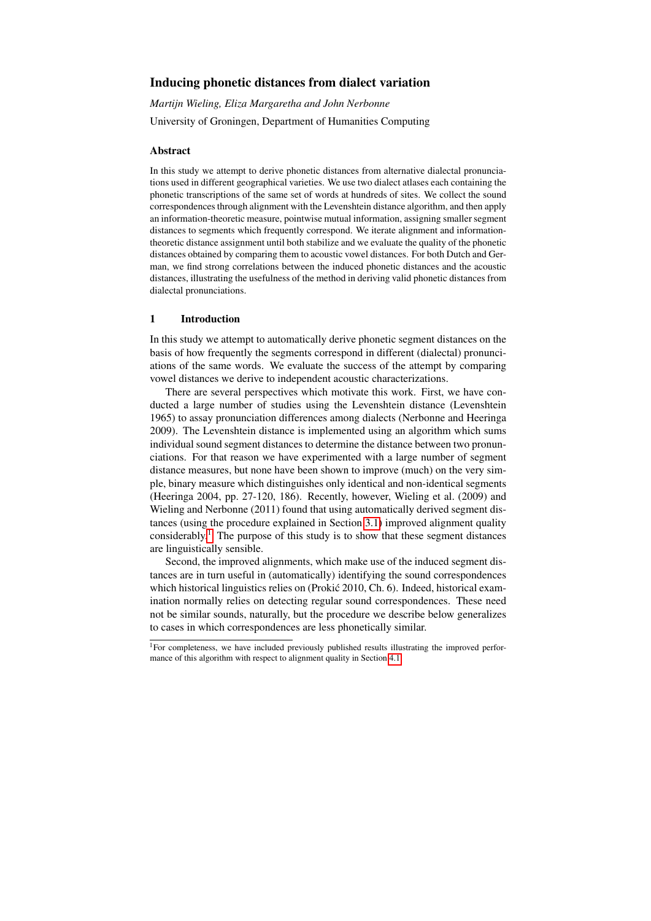# Inducing phonetic distances from dialect variation

*Martijn Wieling, Eliza Margaretha and John Nerbonne*

University of Groningen, Department of Humanities Computing

### Abstract

In this study we attempt to derive phonetic distances from alternative dialectal pronunciations used in different geographical varieties. We use two dialect atlases each containing the phonetic transcriptions of the same set of words at hundreds of sites. We collect the sound correspondences through alignment with the Levenshtein distance algorithm, and then apply an information-theoretic measure, pointwise mutual information, assigning smaller segment distances to segments which frequently correspond. We iterate alignment and information-theoretic distance assignment until both stabilize and we evaluate the quality of the phonetic distances obtained by comparing them to acoustic vowel distances. For both Dutch and German, we find strong correlations between the induced phonetic distances and the acoustic distances, illustrating the usefulness of the method in deriving valid phonetic distances from dialectal pronunciations.

## 1 Introduction

In this study we attempt to automatically derive phonetic segment distances on the basis of how frequently the segments correspond in different (dialectal) pronunciations of the same words. We evaluate the success of the attempt by comparing vowel distances we derive to independent acoustic characterizations.

There are several perspectives which motivate this work. First, we have conducted a large number of studies using the Levenshtein distance (Levenshtein 1965) to assay pronunciation differences among dialects (Nerbonne and Heeringa 2009). The Levenshtein distance is implemented using an algorithm which sums individual sound segment distances to determine the distance between two pronunciations. For that reason we have experimented with a large number of segment distance measures, but none have been shown to improve (much) on the very simple, binary measure which distinguishes only identical and non-identical segments (Heeringa 2004, pp. 27-120, 186). Recently, however, Wieling et al. (2009) and Wieling and Nerbonne (2011) found that using automatically derived segment distances (using the procedure explained in Section 3.1) improved alignment quality considerably.[1] The purpose of this study is to show that these segment distances are linguistically sensible.

Second, the improved alignments, which make use of the induced segment distances are in turn useful in (automatically) identifying the sound correspondences which historical linguistics relies on (Prokić 2010, Ch. 6). Indeed, historical examination normally relies on detecting regular sound correspondences. These need not be similar sounds, naturally, but the procedure we describe below generalizes to cases in which correspondences are less phonetically similar.

[1] For completeness, we have included previously published results illustrating the improved performance of this algorithm with respect to alignment quality in Section 4.1.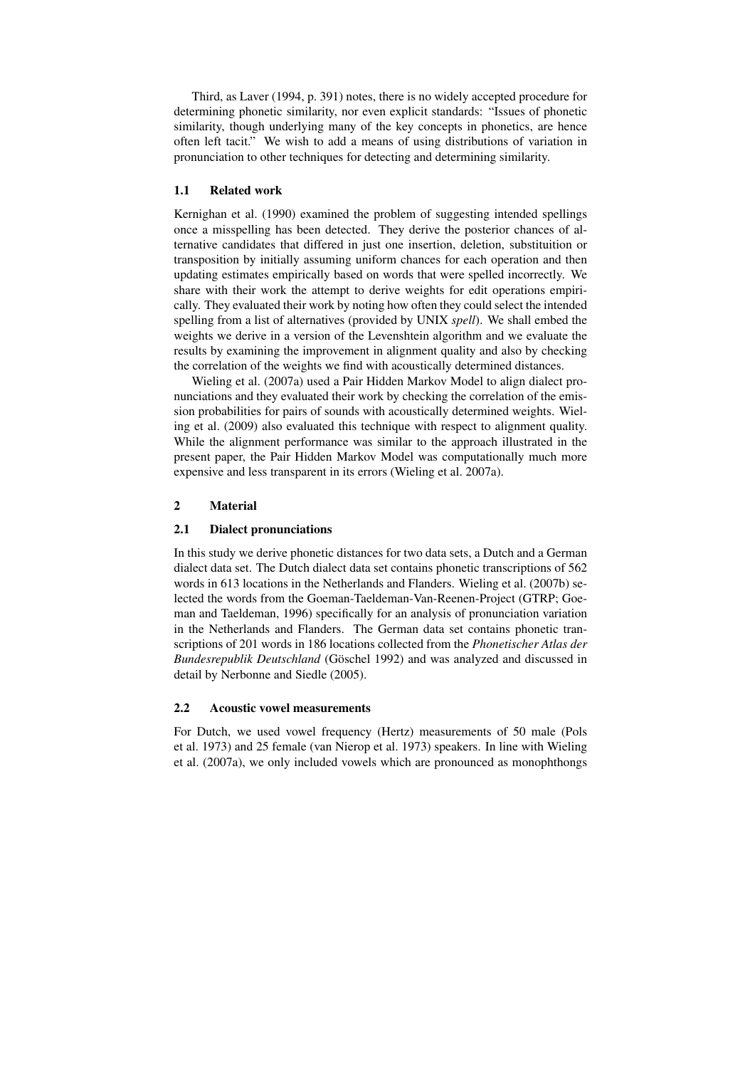Third, as Laver (1994, p. 391) notes, there is no widely accepted procedure for determining phonetic similarity, nor even explicit standards: "Issues of phonetic similarity, though underlying many of the key concepts in phonetics, are hence often left tacit." We wish to add a means of using distributions of variation in pronunciation to other techniques for detecting and determining similarity.

### 1.1 Related work

Kernighan et al. (1990) examined the problem of suggesting intended spellings once a misspelling has been detected. They derive the posterior chances of alternative candidates that differed in just one insertion, deletion, substituition or transposition by initially assuming uniform chances for each operation and then updating estimates empirically based on words that were spelled incorrectly. We share with their work the attempt to derive weights for edit operations empirically. They evaluated their work by noting how often they could select the intended spelling from a list of alternatives (provided by UNIX *spell*). We shall embed the weights we derive in a version of the Levenshtein algorithm and we evaluate the results by examining the improvement in alignment quality and also by checking the correlation of the weights we find with acoustically determined distances.

Wieling et al. (2007a) used a Pair Hidden Markov Model to align dialect pronunciations and they evaluated their work by checking the correlation of the emission probabilities for pairs of sounds with acoustically determined weights. Wieling et al. (2009) also evaluated this technique with respect to alignment quality. While the alignment performance was similar to the approach illustrated in the present paper, the Pair Hidden Markov Model was computationally much more expensive and less transparent in its errors (Wieling et al. 2007a).

## 2 Material

### 2.1 Dialect pronunciations

In this study we derive phonetic distances for two data sets, a Dutch and a German dialect data set. The Dutch dialect data set contains phonetic transcriptions of 562 words in 613 locations in the Netherlands and Flanders. Wieling et al. (2007b) selected the words from the Goeman-Taeldeman-Van-Reenen-Project (GTRP; Goeman and Taeldeman, 1996) specifically for an analysis of pronunciation variation in the Netherlands and Flanders. The German data set contains phonetic transcriptions of 201 words in 186 locations collected from the *Phonetischer Atlas der Bundesrepublik Deutschland* (Göschel 1992) and was analyzed and discussed in detail by Nerbonne and Siedle (2005).

### 2.2 Acoustic vowel measurements

For Dutch, we used vowel frequency (Hertz) measurements of 50 male (Pols et al. 1973) and 25 female (van Nierop et al. 1973) speakers. In line with Wieling et al. (2007a), we only included vowels which are pronounced as monophthongs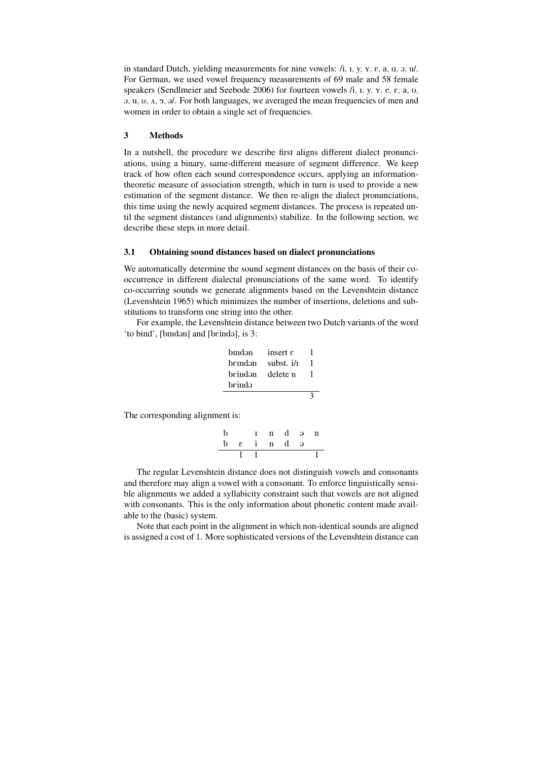in standard Dutch, yielding measurements for nine vowels: /i, ɪ, y, ʏ, ɛ, a, ɑ, ɔ, u/. For German, we used vowel frequency measurements of 69 male and 58 female speakers (Sendlmeier and Seebode 2006) for fourteen vowels /i, ɪ, y, ʏ, e, ɛ, a, o, ɔ, u, ʊ, ʌ, ɘ, ə/. For both languages, we averaged the mean frequencies of men and women in order to obtain a single set of frequencies.

## 3 Methods

In a nutshell, the procedure we describe first aligns different dialect pronunciations, using a binary, same-different measure of segment difference. We keep track of how often each sound correspondence occurs, applying an information-theoretic measure of association strength, which in turn is used to provide a new estimation of the segment distance. We then re-align the dialect pronunciations, this time using the newly acquired segment distances. The process is repeated until the segment distances (and alignments) stabilize. In the following section, we describe these steps in more detail.

### 3.1 Obtaining sound distances based on dialect pronunciations

We automatically determine the sound segment distances on the basis of their co-occurrence in different dialectal pronunciations of the same word. To identify co-occurring sounds we generate alignments based on the Levenshtein distance (Levenshtein 1965) which minimizes the number of insertions, deletions and substitutions to transform one string into the other.

For example, the Levenshtein distance between two Dutch variants of the word 'to bind', [bɪndən] and [bɛində], is 3:

| | | |
|---|---|---|
| bɪndən | insert ɛ | 1 |
| bɛɪndən | subst. i/ɪ | 1 |
| bɛindən | delete n | 1 |
| bɛində | | |
| | | 3 |

The corresponding alignment is:

| | | | | | | |
|---|---|---|---|---|---|---|
| b | | ɪ | n | d | ə | n |
| b | ɛ | i | n | d | ə | |
| | 1 | 1 | | | | 1 |

The regular Levenshtein distance does not distinguish vowels and consonants and therefore may align a vowel with a consonant. To enforce linguistically sensible alignments we added a syllabicity constraint such that vowels are not aligned with consonants. This is the only information about phonetic content made available to the (basic) system.

Note that each point in the alignment in which non-identical sounds are aligned is assigned a cost of 1. More sophisticated versions of the Levenshtein distance can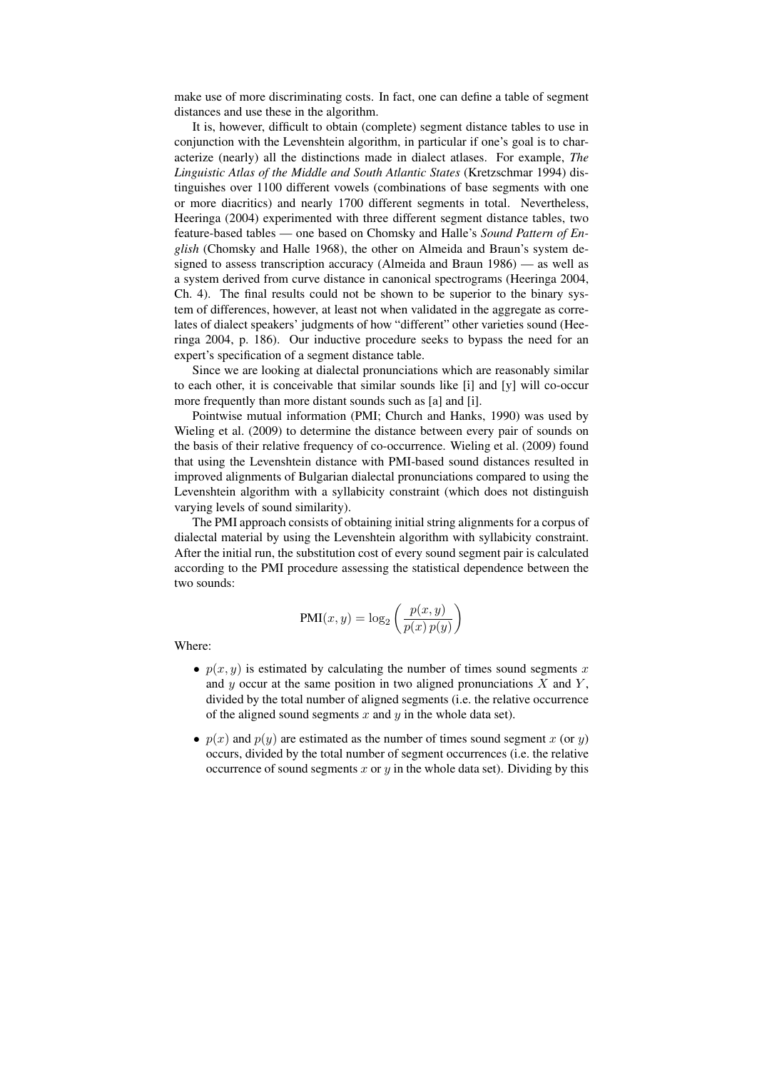make use of more discriminating costs. In fact, one can define a table of segment distances and use these in the algorithm.

It is, however, difficult to obtain (complete) segment distance tables to use in conjunction with the Levenshtein algorithm, in particular if one's goal is to characterize (nearly) all the distinctions made in dialect atlases. For example, *The Linguistic Atlas of the Middle and South Atlantic States* (Kretzschmar 1994) distinguishes over 1100 different vowels (combinations of base segments with one or more diacritics) and nearly 1700 different segments in total. Nevertheless, Heeringa (2004) experimented with three different segment distance tables, two feature-based tables — one based on Chomsky and Halle's *Sound Pattern of English* (Chomsky and Halle 1968), the other on Almeida and Braun's system designed to assess transcription accuracy (Almeida and Braun 1986) — as well as a system derived from curve distance in canonical spectrograms (Heeringa 2004, Ch. 4). The final results could not be shown to be superior to the binary system of differences, however, at least not when validated in the aggregate as correlates of dialect speakers' judgments of how "different" other varieties sound (Heeringa 2004, p. 186). Our inductive procedure seeks to bypass the need for an expert's specification of a segment distance table.

Since we are looking at dialectal pronunciations which are reasonably similar to each other, it is conceivable that similar sounds like [i] and [y] will co-occur more frequently than more distant sounds such as [a] and [i].

Pointwise mutual information (PMI; Church and Hanks, 1990) was used by Wieling et al. (2009) to determine the distance between every pair of sounds on the basis of their relative frequency of co-occurrence. Wieling et al. (2009) found that using the Levenshtein distance with PMI-based sound distances resulted in improved alignments of Bulgarian dialectal pronunciations compared to using the Levenshtein algorithm with a syllabicity constraint (which does not distinguish varying levels of sound similarity).

The PMI approach consists of obtaining initial string alignments for a corpus of dialectal material by using the Levenshtein algorithm with syllabicity constraint. After the initial run, the substitution cost of every sound segment pair is calculated according to the PMI procedure assessing the statistical dependence between the two sounds:

$$\text{PMI}(x, y) = \log_2 \left( \frac{p(x, y)}{p(x)\, p(y)} \right)$$

Where:

- $p(x, y)$ is estimated by calculating the number of times sound segments $x$ and $y$ occur at the same position in two aligned pronunciations $X$ and $Y$, divided by the total number of aligned segments (i.e. the relative occurrence of the aligned sound segments $x$ and $y$ in the whole data set).
- $p(x)$ and $p(y)$ are estimated as the number of times sound segment $x$ (or $y$) occurs, divided by the total number of segment occurrences (i.e. the relative occurrence of sound segments $x$ or $y$ in the whole data set). Dividing by this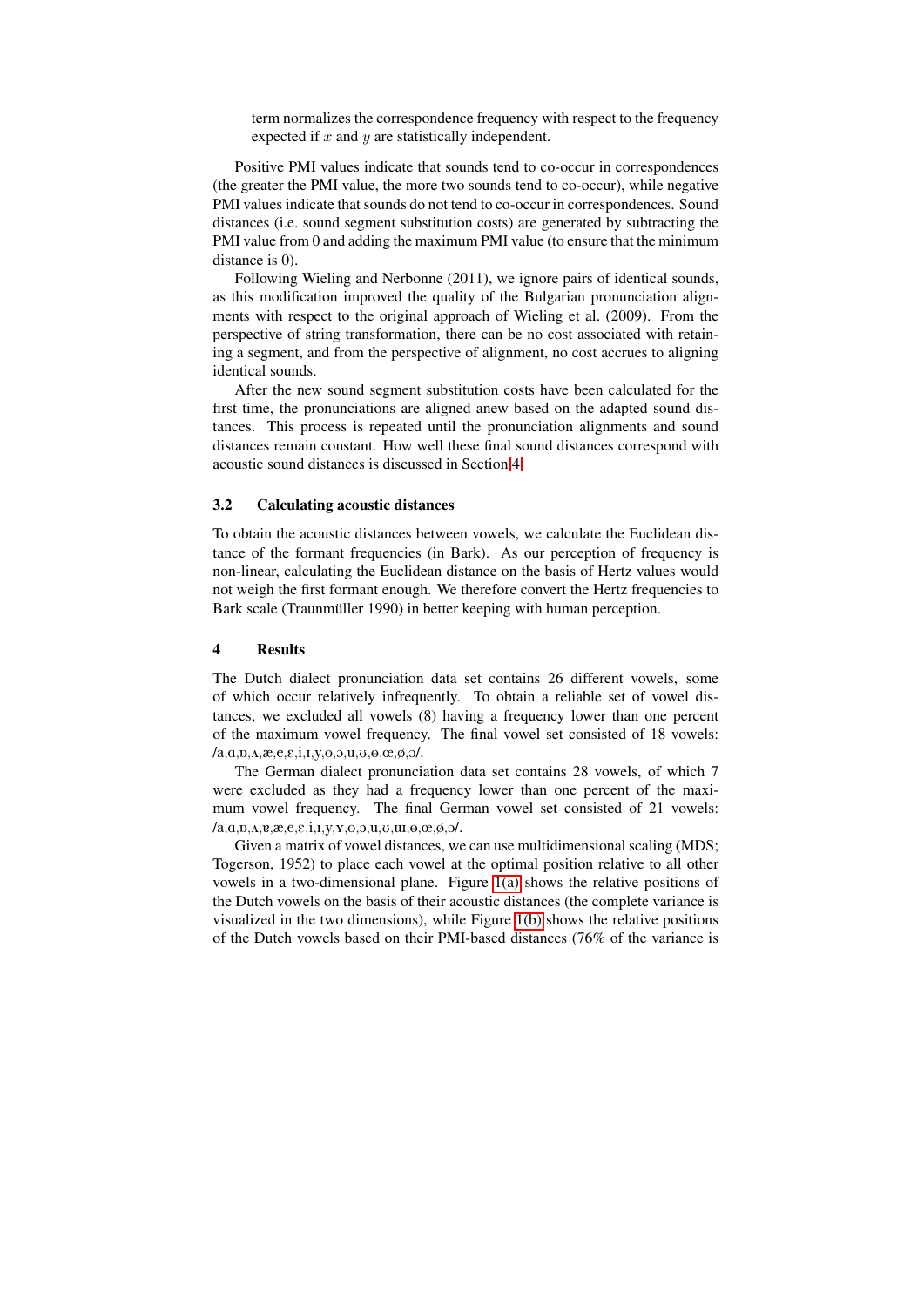term normalizes the correspondence frequency with respect to the frequency expected if $x$ and $y$ are statistically independent.

Positive PMI values indicate that sounds tend to co-occur in correspondences (the greater the PMI value, the more two sounds tend to co-occur), while negative PMI values indicate that sounds do not tend to co-occur in correspondences. Sound distances (i.e. sound segment substitution costs) are generated by subtracting the PMI value from 0 and adding the maximum PMI value (to ensure that the minimum distance is 0).

Following Wieling and Nerbonne (2011), we ignore pairs of identical sounds, as this modification improved the quality of the Bulgarian pronunciation alignments with respect to the original approach of Wieling et al. (2009). From the perspective of string transformation, there can be no cost associated with retaining a segment, and from the perspective of alignment, no cost accrues to aligning identical sounds.

After the new sound segment substitution costs have been calculated for the first time, the pronunciations are aligned anew based on the adapted sound distances. This process is repeated until the pronunciation alignments and sound distances remain constant. How well these final sound distances correspond with acoustic sound distances is discussed in Section 4.

### 3.2 Calculating acoustic distances

To obtain the acoustic distances between vowels, we calculate the Euclidean distance of the formant frequencies (in Bark). As our perception of frequency is non-linear, calculating the Euclidean distance on the basis of Hertz values would not weigh the first formant enough. We therefore convert the Hertz frequencies to Bark scale (Traunmüller 1990) in better keeping with human perception.

## 4 Results

The Dutch dialect pronunciation data set contains 26 different vowels, some of which occur relatively infrequently. To obtain a reliable set of vowel distances, we excluded all vowels (8) having a frequency lower than one percent of the maximum vowel frequency. The final vowel set consisted of 18 vowels: /a,ɑ,ɒ,ʌ,æ,e,ɛ,i,ɪ,y,o,ɔ,u,ʊ,ɵ,œ,ø,ə/.

The German dialect pronunciation data set contains 28 vowels, of which 7 were excluded as they had a frequency lower than one percent of the maximum vowel frequency. The final German vowel set consisted of 21 vowels: /a,ɑ,ɒ,ʌ,ɐ,æ,e,ɛ,i,ɪ,y,ʏ,o,ɔ,u,ʊ,ɯ,ɵ,œ,ø,ə/.

Given a matrix of vowel distances, we can use multidimensional scaling (MDS; Togerson, 1952) to place each vowel at the optimal position relative to all other vowels in a two-dimensional plane. Figure 1(a) shows the relative positions of the Dutch vowels on the basis of their acoustic distances (the complete variance is visualized in the two dimensions), while Figure 1(b) shows the relative positions of the Dutch vowels based on their PMI-based distances (76% of the variance is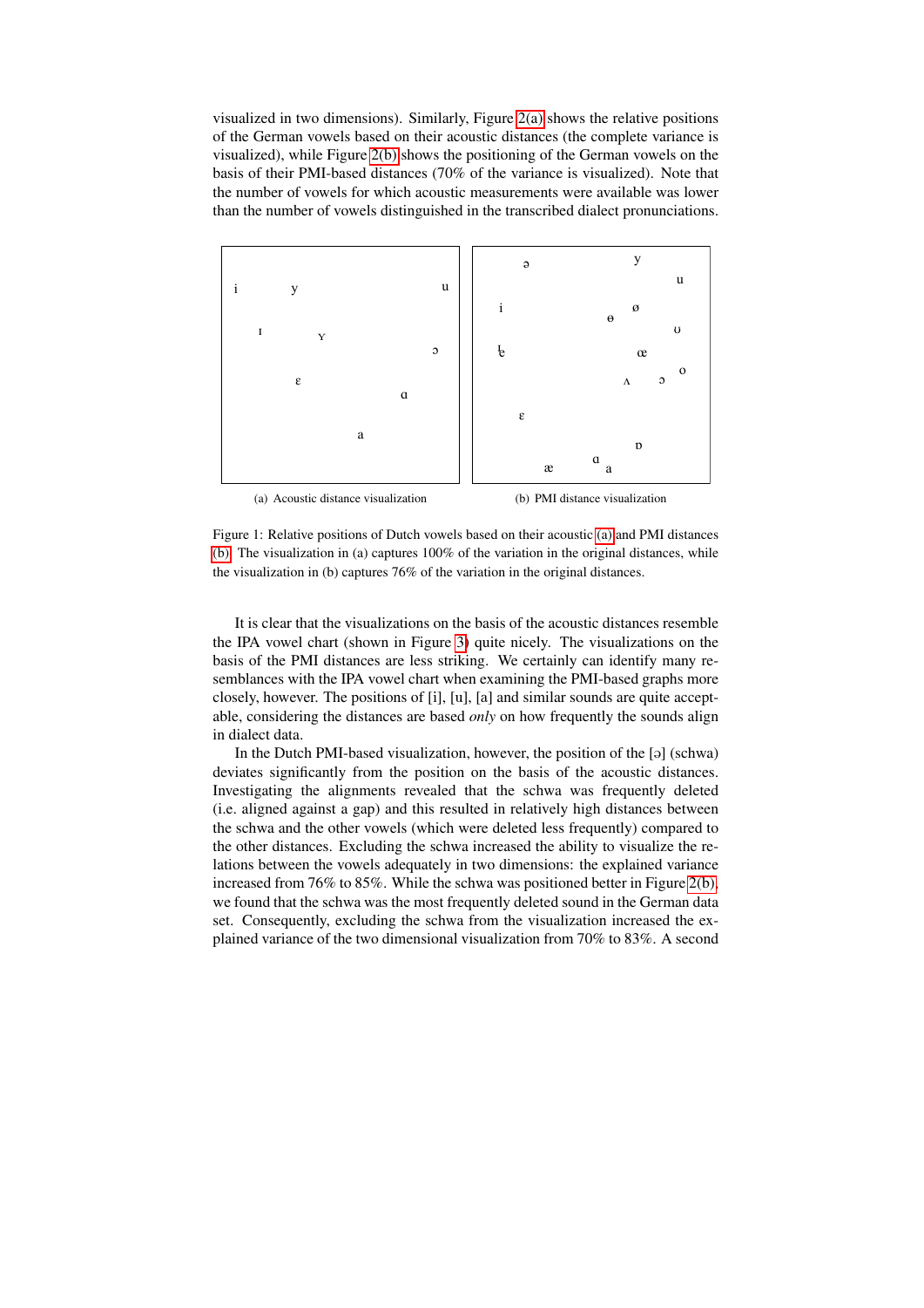visualized in two dimensions). Similarly, Figure 2(a) shows the relative positions of the German vowels based on their acoustic distances (the complete variance is visualized), while Figure 2(b) shows the positioning of the German vowels on the basis of their PMI-based distances (70% of the variance is visualized). Note that the number of vowels for which acoustic measurements were available was lower than the number of vowels distinguished in the transcribed dialect pronunciations.

(a) Acoustic distance visualization

(b) PMI distance visualization

Figure 1: Relative positions of Dutch vowels based on their acoustic (a) and PMI distances (b). The visualization in (a) captures 100% of the variation in the original distances, while the visualization in (b) captures 76% of the variation in the original distances.

It is clear that the visualizations on the basis of the acoustic distances resemble the IPA vowel chart (shown in Figure 3) quite nicely. The visualizations on the basis of the PMI distances are less striking. We certainly can identify many resemblances with the IPA vowel chart when examining the PMI-based graphs more closely, however. The positions of [i], [u], [a] and similar sounds are quite acceptable, considering the distances are based *only* on how frequently the sounds align in dialect data.

In the Dutch PMI-based visualization, however, the position of the [ə] (schwa) deviates significantly from the position on the basis of the acoustic distances. Investigating the alignments revealed that the schwa was frequently deleted (i.e. aligned against a gap) and this resulted in relatively high distances between the schwa and the other vowels (which were deleted less frequently) compared to the other distances. Excluding the schwa increased the ability to visualize the relations between the vowels adequately in two dimensions: the explained variance increased from 76% to 85%. While the schwa was positioned better in Figure 2(b), we found that the schwa was the most frequently deleted sound in the German data set. Consequently, excluding the schwa from the visualization increased the explained variance of the two dimensional visualization from 70% to 83%. A second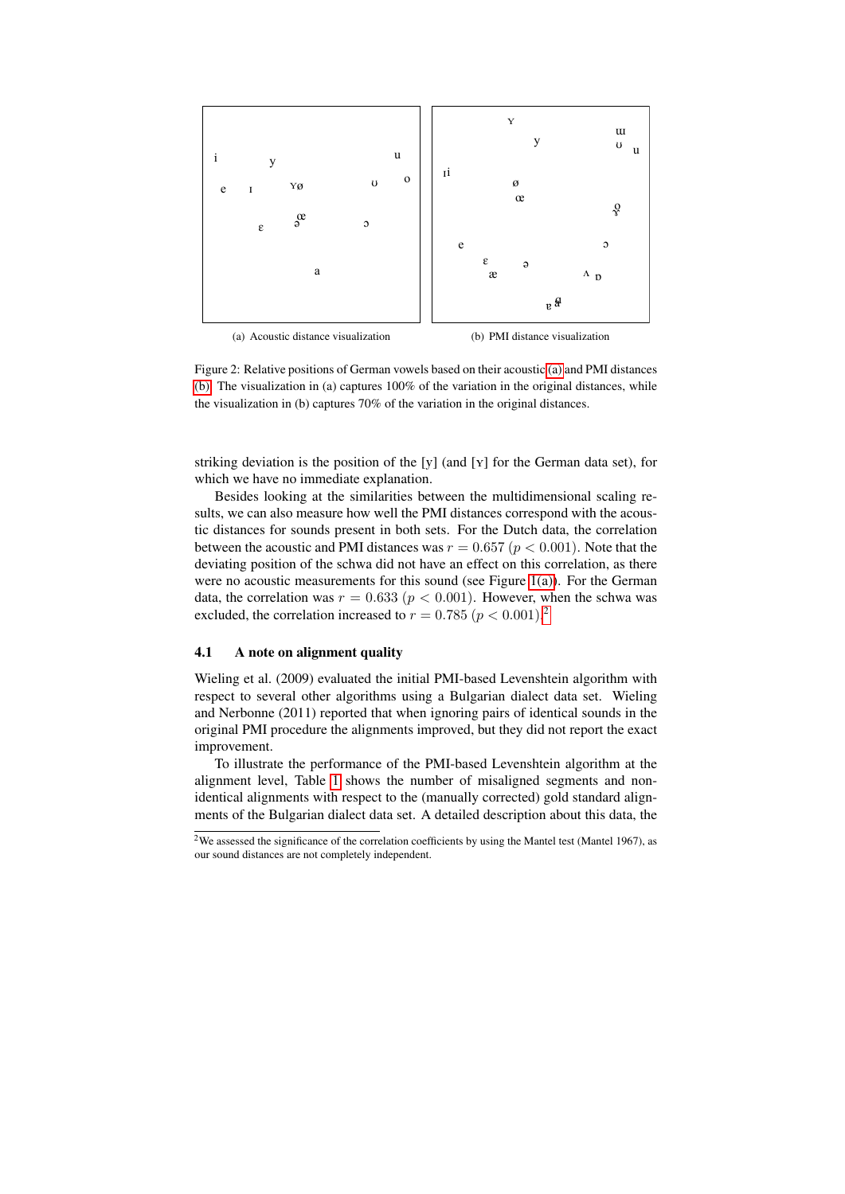(a) Acoustic distance visualization

(b) PMI distance visualization

Figure 2: Relative positions of German vowels based on their acoustic (a) and PMI distances (b). The visualization in (a) captures 100% of the variation in the original distances, while the visualization in (b) captures 70% of the variation in the original distances.

striking deviation is the position of the [y] (and [ʏ] for the German data set), for which we have no immediate explanation.

Besides looking at the similarities between the multidimensional scaling results, we can also measure how well the PMI distances correspond with the acoustic distances for sounds present in both sets. For the Dutch data, the correlation between the acoustic and PMI distances was $r = 0.657$ ($p < 0.001$). Note that the deviating position of the schwa did not have an effect on this correlation, as there were no acoustic measurements for this sound (see Figure 1(a)). For the German data, the correlation was $r = 0.633$ ($p < 0.001$). However, when the schwa was excluded, the correlation increased to $r = 0.785$ ($p < 0.001$).[2]

### 4.1 A note on alignment quality

Wieling et al. (2009) evaluated the initial PMI-based Levenshtein algorithm with respect to several other algorithms using a Bulgarian dialect data set. Wieling and Nerbonne (2011) reported that when ignoring pairs of identical sounds in the original PMI procedure the alignments improved, but they did not report the exact improvement.

To illustrate the performance of the PMI-based Levenshtein algorithm at the alignment level, Table 1 shows the number of misaligned segments and non-identical alignments with respect to the (manually corrected) gold standard alignments of the Bulgarian dialect data set. A detailed description about this data, the

[2] We assessed the significance of the correlation coefficients by using the Mantel test (Mantel 1967), as our sound distances are not completely independent.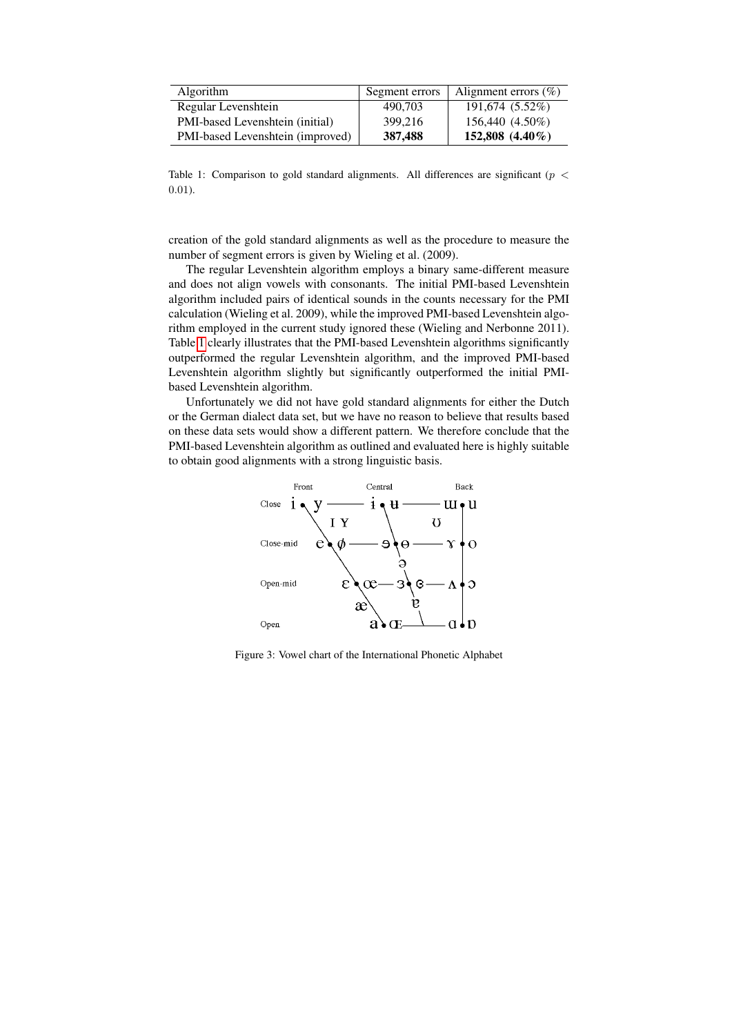| Algorithm | Segment errors | Alignment errors (%) |
|---|---|---|
| Regular Levenshtein | 490,703 | 191,674 (5.52%) |
| PMI-based Levenshtein (initial) | 399,216 | 156,440 (4.50%) |
| PMI-based Levenshtein (improved) | **387,488** | **152,808 (4.40%)** |

Table 1: Comparison to gold standard alignments. All differences are significant ($p < 0.01$).

creation of the gold standard alignments as well as the procedure to measure the number of segment errors is given by Wieling et al. (2009).

The regular Levenshtein algorithm employs a binary same-different measure and does not align vowels with consonants. The initial PMI-based Levenshtein algorithm included pairs of identical sounds in the counts necessary for the PMI calculation (Wieling et al. 2009), while the improved PMI-based Levenshtein algorithm employed in the current study ignored these (Wieling and Nerbonne 2011). Table 1 clearly illustrates that the PMI-based Levenshtein algorithms significantly outperformed the regular Levenshtein algorithm, and the improved PMI-based Levenshtein algorithm slightly but significantly outperformed the initial PMI-based Levenshtein algorithm.

Unfortunately we did not have gold standard alignments for either the Dutch or the German dialect data set, but we have no reason to believe that results based on these data sets would show a different pattern. We therefore conclude that the PMI-based Levenshtein algorithm as outlined and evaluated here is highly suitable to obtain good alignments with a strong linguistic basis.

Figure 3: Vowel chart of the International Phonetic Alphabet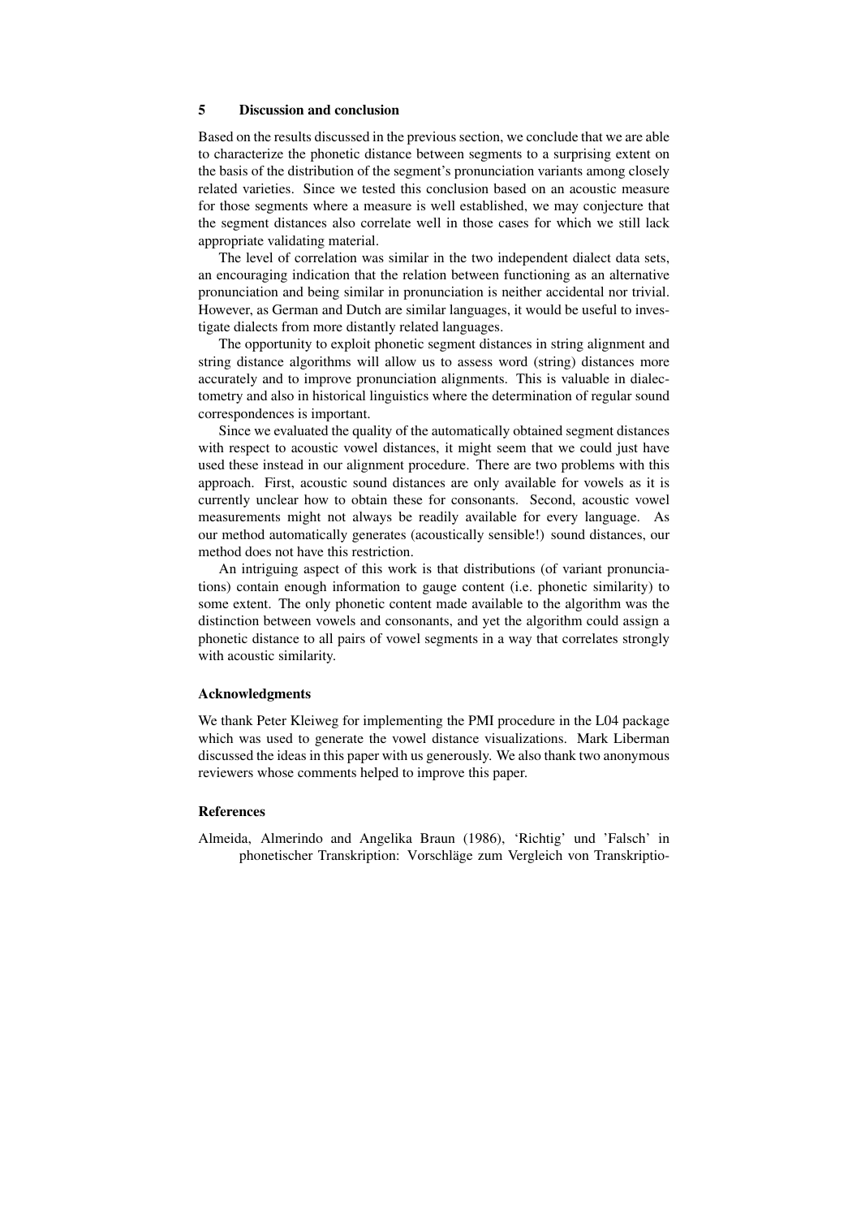## 5 Discussion and conclusion

Based on the results discussed in the previous section, we conclude that we are able to characterize the phonetic distance between segments to a surprising extent on the basis of the distribution of the segment's pronunciation variants among closely related varieties. Since we tested this conclusion based on an acoustic measure for those segments where a measure is well established, we may conjecture that the segment distances also correlate well in those cases for which we still lack appropriate validating material.

The level of correlation was similar in the two independent dialect data sets, an encouraging indication that the relation between functioning as an alternative pronunciation and being similar in pronunciation is neither accidental nor trivial. However, as German and Dutch are similar languages, it would be useful to investigate dialects from more distantly related languages.

The opportunity to exploit phonetic segment distances in string alignment and string distance algorithms will allow us to assess word (string) distances more accurately and to improve pronunciation alignments. This is valuable in dialectometry and also in historical linguistics where the determination of regular sound correspondences is important.

Since we evaluated the quality of the automatically obtained segment distances with respect to acoustic vowel distances, it might seem that we could just have used these instead in our alignment procedure. There are two problems with this approach. First, acoustic sound distances are only available for vowels as it is currently unclear how to obtain these for consonants. Second, acoustic vowel measurements might not always be readily available for every language. As our method automatically generates (acoustically sensible!) sound distances, our method does not have this restriction.

An intriguing aspect of this work is that distributions (of variant pronunciations) contain enough information to gauge content (i.e. phonetic similarity) to some extent. The only phonetic content made available to the algorithm was the distinction between vowels and consonants, and yet the algorithm could assign a phonetic distance to all pairs of vowel segments in a way that correlates strongly with acoustic similarity.

### Acknowledgments

We thank Peter Kleiweg for implementing the PMI procedure in the L04 package which was used to generate the vowel distance visualizations. Mark Liberman discussed the ideas in this paper with us generously. We also thank two anonymous reviewers whose comments helped to improve this paper.

### References

Almeida, Almerindo and Angelika Braun (1986), 'Richtig' und 'Falsch' in phonetischer Transkription: Vorschläge zum Vergleich von Transkriptio-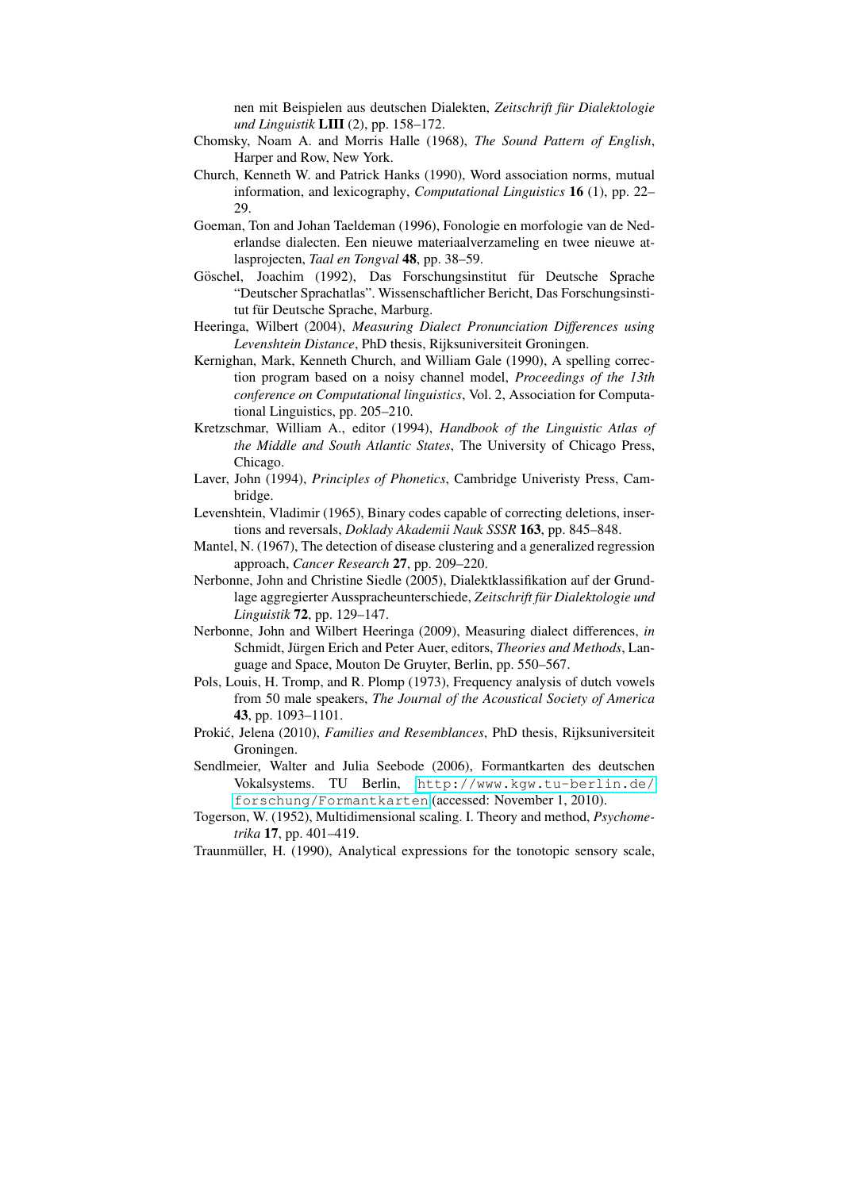nen mit Beispielen aus deutschen Dialekten, *Zeitschrift für Dialektologie und Linguistik* **LIII** (2), pp. 158–172.

Chomsky, Noam A. and Morris Halle (1968), *The Sound Pattern of English*, Harper and Row, New York.

Church, Kenneth W. and Patrick Hanks (1990), Word association norms, mutual information, and lexicography, *Computational Linguistics* **16** (1), pp. 22–29.

Goeman, Ton and Johan Taeldeman (1996), Fonologie en morfologie van de Nederlandse dialecten. Een nieuwe materiaalverzameling en twee nieuwe atlasprojecten, *Taal en Tongval* **48**, pp. 38–59.

Göschel, Joachim (1992), Das Forschungsinstitut für Deutsche Sprache "Deutscher Sprachatlas". Wissenschaftlicher Bericht, Das Forschungsinstitut für Deutsche Sprache, Marburg.

Heeringa, Wilbert (2004), *Measuring Dialect Pronunciation Differences using Levenshtein Distance*, PhD thesis, Rijksuniversiteit Groningen.

Kernighan, Mark, Kenneth Church, and William Gale (1990), A spelling correction program based on a noisy channel model, *Proceedings of the 13th conference on Computational linguistics*, Vol. 2, Association for Computational Linguistics, pp. 205–210.

Kretzschmar, William A., editor (1994), *Handbook of the Linguistic Atlas of the Middle and South Atlantic States*, The University of Chicago Press, Chicago.

Laver, John (1994), *Principles of Phonetics*, Cambridge Univeristy Press, Cambridge.

Levenshtein, Vladimir (1965), Binary codes capable of correcting deletions, insertions and reversals, *Doklady Akademii Nauk SSSR* **163**, pp. 845–848.

Mantel, N. (1967), The detection of disease clustering and a generalized regression approach, *Cancer Research* **27**, pp. 209–220.

Nerbonne, John and Christine Siedle (2005), Dialektklassifikation auf der Grundlage aggregierter Ausspracheunterschiede, *Zeitschrift für Dialektologie und Linguistik* **72**, pp. 129–147.

Nerbonne, John and Wilbert Heeringa (2009), Measuring dialect differences, *in* Schmidt, Jürgen Erich and Peter Auer, editors, *Theories and Methods*, Language and Space, Mouton De Gruyter, Berlin, pp. 550–567.

Pols, Louis, H. Tromp, and R. Plomp (1973), Frequency analysis of dutch vowels from 50 male speakers, *The Journal of the Acoustical Society of America* **43**, pp. 1093–1101.

Prokić, Jelena (2010), *Families and Resemblances*, PhD thesis, Rijksuniversiteit Groningen.

Sendlmeier, Walter and Julia Seebode (2006), Formantkarten des deutschen Vokalsystems. TU Berlin, http://www.kgw.tu-berlin.de/forschung/Formantkarten (accessed: November 1, 2010).

Togerson, W. (1952), Multidimensional scaling. I. Theory and method, *Psychometrika* **17**, pp. 401–419.

Traunmüller, H. (1990), Analytical expressions for the tonotopic sensory scale,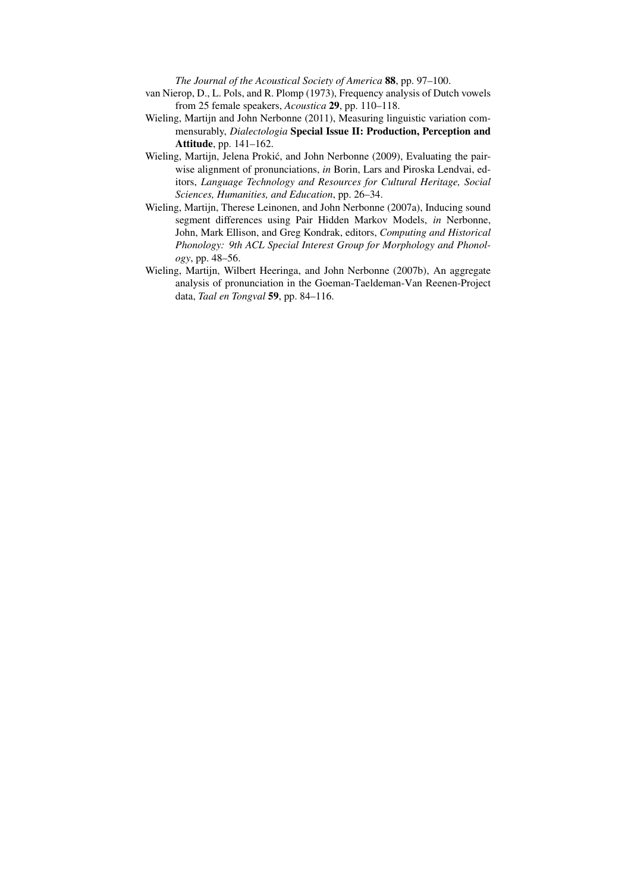*The Journal of the Acoustical Society of America* **88**, pp. 97–100.

van Nierop, D., L. Pols, and R. Plomp (1973), Frequency analysis of Dutch vowels from 25 female speakers, *Acoustica* **29**, pp. 110–118.

Wieling, Martijn and John Nerbonne (2011), Measuring linguistic variation commensurably, *Dialectologia* **Special Issue II: Production, Perception and Attitude**, pp. 141–162.

Wieling, Martijn, Jelena Prokić, and John Nerbonne (2009), Evaluating the pairwise alignment of pronunciations, *in* Borin, Lars and Piroska Lendvai, editors, *Language Technology and Resources for Cultural Heritage, Social Sciences, Humanities, and Education*, pp. 26–34.

Wieling, Martijn, Therese Leinonen, and John Nerbonne (2007a), Inducing sound segment differences using Pair Hidden Markov Models, *in* Nerbonne, John, Mark Ellison, and Greg Kondrak, editors, *Computing and Historical Phonology: 9th ACL Special Interest Group for Morphology and Phonology*, pp. 48–56.

Wieling, Martijn, Wilbert Heeringa, and John Nerbonne (2007b), An aggregate analysis of pronunciation in the Goeman-Taeldeman-Van Reenen-Project data, *Taal en Tongval* **59**, pp. 84–116.